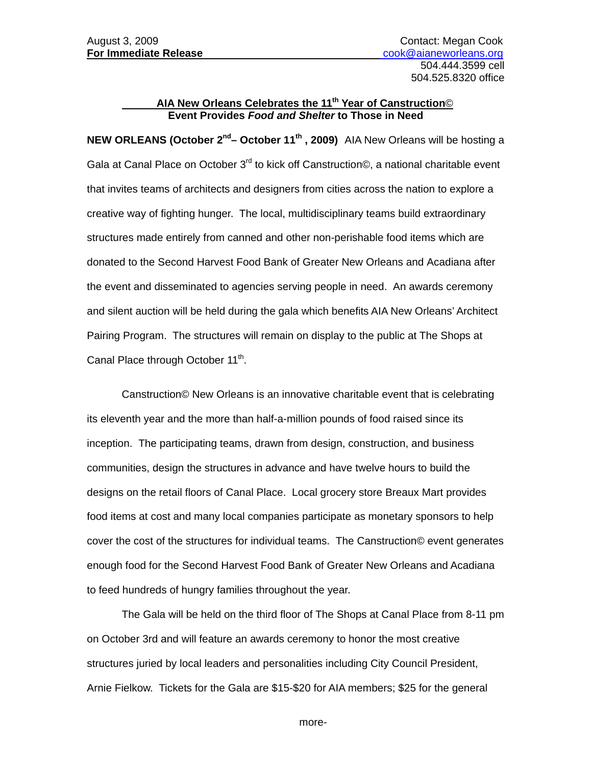August 3, 2009
**For Immediate Release**

Contact: Megan Cook
cook@aianeworleans.org
504.444.3599 cell
504.525.8320 office

**AIA New Orleans Celebrates the 11th Year of Canstruction©**
**Event Provides *Food and Shelter* to Those in Need**

**NEW ORLEANS (October 2nd– October 11th , 2009)** AIA New Orleans will be hosting a Gala at Canal Place on October 3rd to kick off Canstruction©, a national charitable event that invites teams of architects and designers from cities across the nation to explore a creative way of fighting hunger. The local, multidisciplinary teams build extraordinary structures made entirely from canned and other non-perishable food items which are donated to the Second Harvest Food Bank of Greater New Orleans and Acadiana after the event and disseminated to agencies serving people in need. An awards ceremony and silent auction will be held during the gala which benefits AIA New Orleans' Architect Pairing Program. The structures will remain on display to the public at The Shops at Canal Place through October 11th.

Canstruction© New Orleans is an innovative charitable event that is celebrating its eleventh year and the more than half-a-million pounds of food raised since its inception. The participating teams, drawn from design, construction, and business communities, design the structures in advance and have twelve hours to build the designs on the retail floors of Canal Place. Local grocery store Breaux Mart provides food items at cost and many local companies participate as monetary sponsors to help cover the cost of the structures for individual teams. The Canstruction© event generates enough food for the Second Harvest Food Bank of Greater New Orleans and Acadiana to feed hundreds of hungry families throughout the year.

The Gala will be held on the third floor of The Shops at Canal Place from 8-11 pm on October 3rd and will feature an awards ceremony to honor the most creative structures juried by local leaders and personalities including City Council President, Arnie Fielkow. Tickets for the Gala are $15-$20 for AIA members; $25 for the general

more-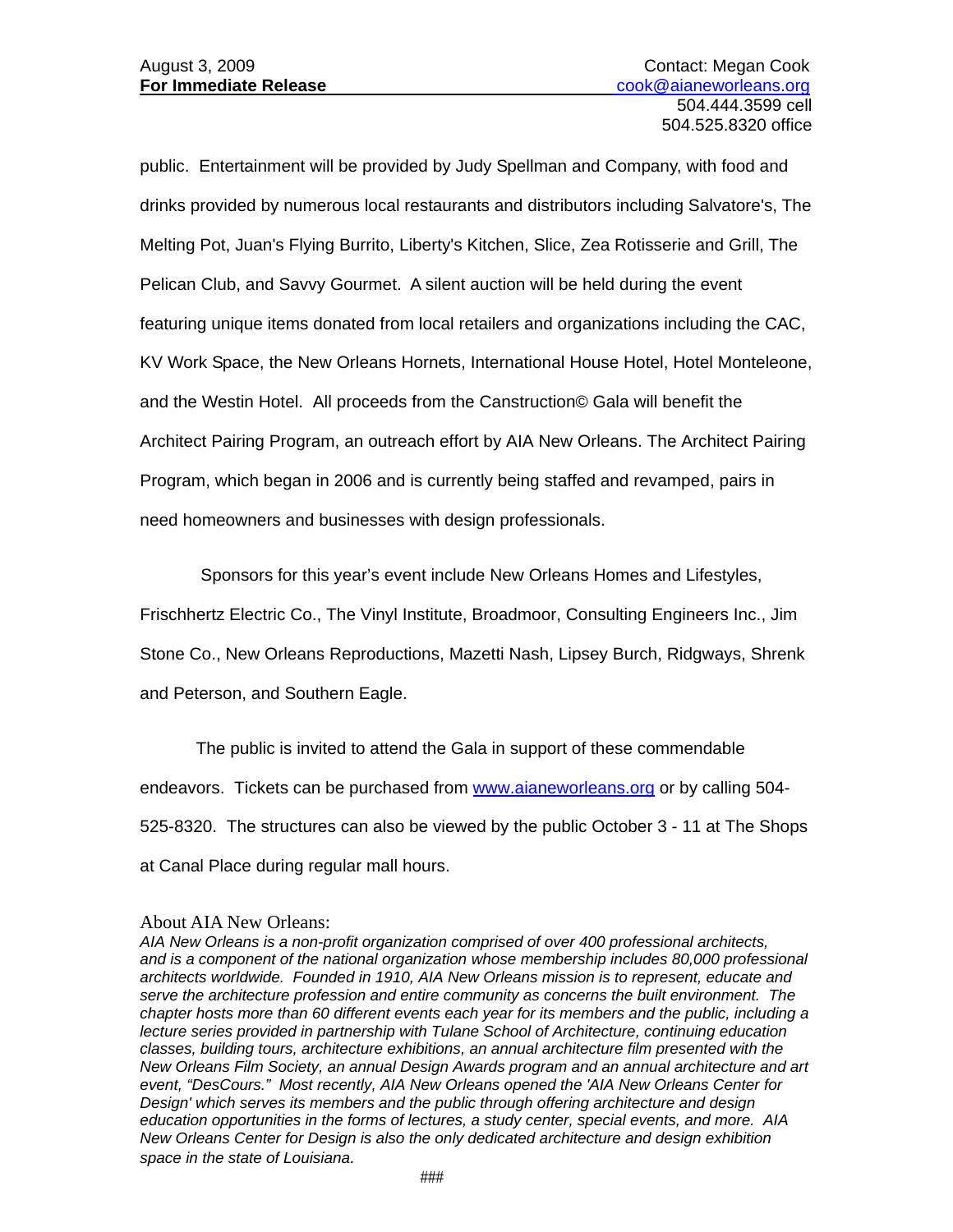August 3, 2009 Contact: Megan Cook
**For Immediate Release** cook@aianeworleans.org
504.444.3599 cell
504.525.8320 office

public. Entertainment will be provided by Judy Spellman and Company, with food and drinks provided by numerous local restaurants and distributors including Salvatore's, The Melting Pot, Juan's Flying Burrito, Liberty's Kitchen, Slice, Zea Rotisserie and Grill, The Pelican Club, and Savvy Gourmet. A silent auction will be held during the event featuring unique items donated from local retailers and organizations including the CAC, KV Work Space, the New Orleans Hornets, International House Hotel, Hotel Monteleone, and the Westin Hotel. All proceeds from the Canstruction© Gala will benefit the Architect Pairing Program, an outreach effort by AIA New Orleans. The Architect Pairing Program, which began in 2006 and is currently being staffed and revamped, pairs in need homeowners and businesses with design professionals.

Sponsors for this year's event include New Orleans Homes and Lifestyles, Frischhertz Electric Co., The Vinyl Institute, Broadmoor, Consulting Engineers Inc., Jim Stone Co., New Orleans Reproductions, Mazetti Nash, Lipsey Burch, Ridgways, Shrenk and Peterson, and Southern Eagle.

The public is invited to attend the Gala in support of these commendable endeavors. Tickets can be purchased from www.aianeworleans.org or by calling 504-525-8320. The structures can also be viewed by the public October 3 - 11 at The Shops at Canal Place during regular mall hours.

About AIA New Orleans:

*AIA New Orleans is a non-profit organization comprised of over 400 professional architects, and is a component of the national organization whose membership includes 80,000 professional architects worldwide. Founded in 1910, AIA New Orleans mission is to represent, educate and serve the architecture profession and entire community as concerns the built environment. The chapter hosts more than 60 different events each year for its members and the public, including a lecture series provided in partnership with Tulane School of Architecture, continuing education classes, building tours, architecture exhibitions, an annual architecture film presented with the New Orleans Film Society, an annual Design Awards program and an annual architecture and art event, "DesCours." Most recently, AIA New Orleans opened the 'AIA New Orleans Center for Design' which serves its members and the public through offering architecture and design education opportunities in the forms of lectures, a study center, special events, and more. AIA New Orleans Center for Design is also the only dedicated architecture and design exhibition space in the state of Louisiana.*

###